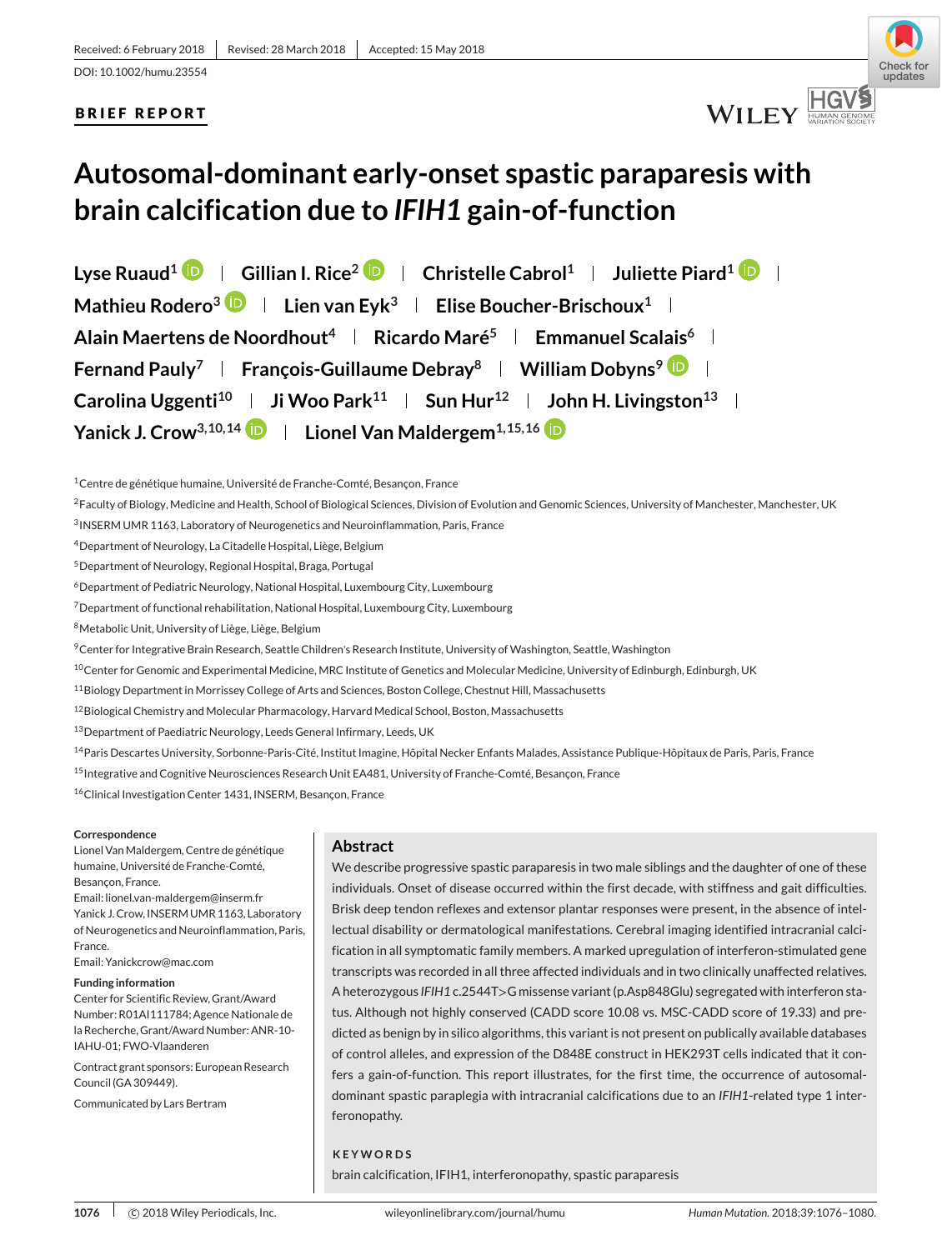Received: 6 February 2018 | Revised: 28 March 2018 | Accepted: 15 May 2018

DOI: 10.1002/humu.23554

**BRIEF REPORT**

# Autosomal-dominant early-onset spastic paraparesis with brain calcification due to *IFIH1* gain-of-function

Lyse Ruaud[1] | Gillian I. Rice[2] | Christelle Cabrol[1] | Juliette Piard[1] | Mathieu Rodero[3] | Lien van Eyk[3] | Elise Boucher-Brischoux[1] | Alain Maertens de Noordhout[4] | Ricardo Maré[5] | Emmanuel Scalais[6] | Fernand Pauly[7] | François-Guillaume Debray[8] | William Dobyns[9] | Carolina Uggenti[10] | Ji Woo Park[11] | Sun Hur[12] | John H. Livingston[13] | Yanick J. Crow[3,10,14] | Lionel Van Maldergem[1,15,16]

[1]Centre de génétique humaine, Université de Franche-Comté, Besançon, France

[2]Faculty of Biology, Medicine and Health, School of Biological Sciences, Division of Evolution and Genomic Sciences, University of Manchester, Manchester, UK

[3]INSERM UMR 1163, Laboratory of Neurogenetics and Neuroinflammation, Paris, France

[4]Department of Neurology, La Citadelle Hospital, Liège, Belgium

[5]Department of Neurology, Regional Hospital, Braga, Portugal

[6]Department of Pediatric Neurology, National Hospital, Luxembourg City, Luxembourg

[7]Department of functional rehabilitation, National Hospital, Luxembourg City, Luxembourg

[8]Metabolic Unit, University of Liège, Liège, Belgium

[9]Center for Integrative Brain Research, Seattle Children's Research Institute, University of Washington, Seattle, Washington

[10]Center for Genomic and Experimental Medicine, MRC Institute of Genetics and Molecular Medicine, University of Edinburgh, Edinburgh, UK

[11]Biology Department in Morrissey College of Arts and Sciences, Boston College, Chestnut Hill, Massachusetts

[12]Biological Chemistry and Molecular Pharmacology, Harvard Medical School, Boston, Massachusetts

[13]Department of Paediatric Neurology, Leeds General Infirmary, Leeds, UK

[14]Paris Descartes University, Sorbonne-Paris-Cité, Institut Imagine, Hôpital Necker Enfants Malades, Assistance Publique-Hôpitaux de Paris, Paris, France

[15]Integrative and Cognitive Neurosciences Research Unit EA481, University of Franche-Comté, Besançon, France

[16]Clinical Investigation Center 1431, INSERM, Besançon, France

**Correspondence**

Lionel Van Maldergem, Centre de génétique humaine, Université de Franche-Comté, Besançon, France.
Email: lionel.van-maldergem@inserm.fr

Yanick J. Crow, INSERM UMR 1163, Laboratory of Neurogenetics and Neuroinflammation, Paris, France.
Email: Yanickcrow@mac.com

**Funding information**

Center for Scientific Review, Grant/Award Number: R01AI111784; Agence Nationale de la Recherche, Grant/Award Number: ANR-10-IAHU-01; FWO-Vlaanderen

Contract grant sponsors: European Research Council (GA 309449).

Communicated by Lars Bertram

## Abstract

We describe progressive spastic paraparesis in two male siblings and the daughter of one of these individuals. Onset of disease occurred within the first decade, with stiffness and gait difficulties. Brisk deep tendon reflexes and extensor plantar responses were present, in the absence of intellectual disability or dermatological manifestations. Cerebral imaging identified intracranial calcification in all symptomatic family members. A marked upregulation of interferon-stimulated gene transcripts was recorded in all three affected individuals and in two clinically unaffected relatives. A heterozygous *IFIH1* c.2544T>G missense variant (p.Asp848Glu) segregated with interferon status. Although not highly conserved (CADD score 10.08 vs. MSC-CADD score of 19.33) and predicted as benign by in silico algorithms, this variant is not present on publically available databases of control alleles, and expression of the D848E construct in HEK293T cells indicated that it confers a gain-of-function. This report illustrates, for the first time, the occurrence of autosomal-dominant spastic paraplegia with intracranial calcifications due to an *IFIH1*-related type 1 interferonopathy.

**KEYWORDS**

brain calcification, IFIH1, interferonopathy, spastic paraparesis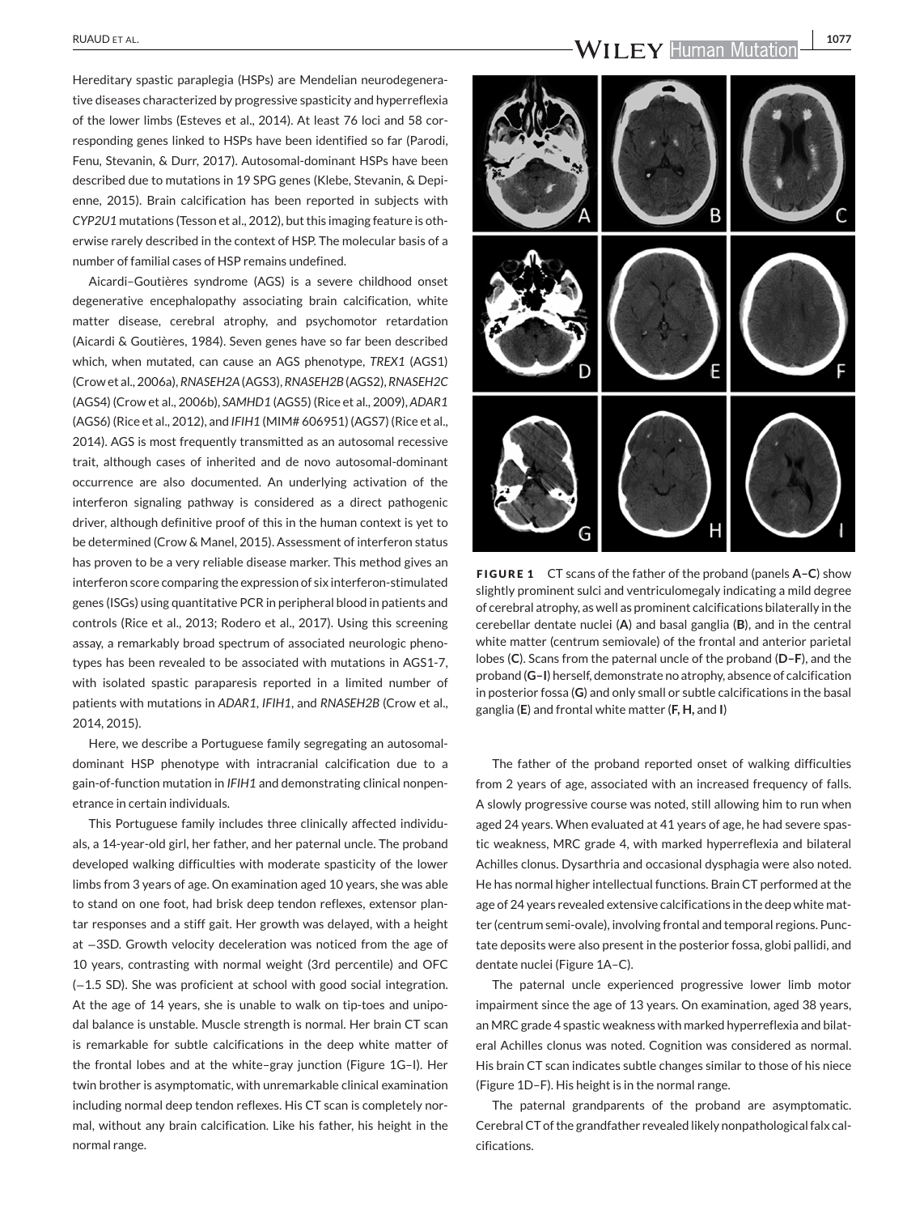Hereditary spastic paraplegia (HSPs) are Mendelian neurodegenerative diseases characterized by progressive spasticity and hyperreflexia of the lower limbs (Esteves et al., 2014). At least 76 loci and 58 corresponding genes linked to HSPs have been identified so far (Parodi, Fenu, Stevanin, & Durr, 2017). Autosomal-dominant HSPs have been described due to mutations in 19 SPG genes (Klebe, Stevanin, & Depienne, 2015). Brain calcification has been reported in subjects with *CYP2U1* mutations (Tesson et al., 2012), but this imaging feature is otherwise rarely described in the context of HSP. The molecular basis of a number of familial cases of HSP remains undefined.

Aicardi–Goutières syndrome (AGS) is a severe childhood onset degenerative encephalopathy associating brain calcification, white matter disease, cerebral atrophy, and psychomotor retardation (Aicardi & Goutières, 1984). Seven genes have so far been described which, when mutated, can cause an AGS phenotype, *TREX1* (AGS1) (Crow et al., 2006a), *RNASEH2A* (AGS3), *RNASEH2B* (AGS2), *RNASEH2C* (AGS4) (Crow et al., 2006b), *SAMHD1* (AGS5) (Rice et al., 2009), *ADAR1* (AGS6) (Rice et al., 2012), and *IFIH1* (MIM# 606951) (AGS7) (Rice et al., 2014). AGS is most frequently transmitted as an autosomal recessive trait, although cases of inherited and de novo autosomal-dominant occurrence are also documented. An underlying activation of the interferon signaling pathway is considered as a direct pathogenic driver, although definitive proof of this in the human context is yet to be determined (Crow & Manel, 2015). Assessment of interferon status has proven to be a very reliable disease marker. This method gives an interferon score comparing the expression of six interferon-stimulated genes (ISGs) using quantitative PCR in peripheral blood in patients and controls (Rice et al., 2013; Rodero et al., 2017). Using this screening assay, a remarkably broad spectrum of associated neurologic phenotypes has been revealed to be associated with mutations in AGS1-7, with isolated spastic paraparesis reported in a limited number of patients with mutations in *ADAR1*, *IFIH1*, and *RNASEH2B* (Crow et al., 2014, 2015).

Here, we describe a Portuguese family segregating an autosomal-dominant HSP phenotype with intracranial calcification due to a gain-of-function mutation in *IFIH1* and demonstrating clinical nonpenetrance in certain individuals.

This Portuguese family includes three clinically affected individuals, a 14-year-old girl, her father, and her paternal uncle. The proband developed walking difficulties with moderate spasticity of the lower limbs from 3 years of age. On examination aged 10 years, she was able to stand on one foot, had brisk deep tendon reflexes, extensor plantar responses and a stiff gait. Her growth was delayed, with a height at −3SD. Growth velocity deceleration was noticed from the age of 10 years, contrasting with normal weight (3rd percentile) and OFC (−1.5 SD). She was proficient at school with good social integration. At the age of 14 years, she is unable to walk on tip-toes and unipodal balance is unstable. Muscle strength is normal. Her brain CT scan is remarkable for subtle calcifications in the deep white matter of the frontal lobes and at the white–gray junction (Figure 1G–I). Her twin brother is asymptomatic, with unremarkable clinical examination including normal deep tendon reflexes. His CT scan is completely normal, without any brain calcification. Like his father, his height in the normal range.

**FIGURE 1** CT scans of the father of the proband (panels **A–C**) show slightly prominent sulci and ventriculomegaly indicating a mild degree of cerebral atrophy, as well as prominent calcifications bilaterally in the cerebellar dentate nuclei (**A**) and basal ganglia (**B**), and in the central white matter (centrum semiovale) of the frontal and anterior parietal lobes (**C**). Scans from the paternal uncle of the proband (**D–F**), and the proband (**G–I**) herself, demonstrate no atrophy, absence of calcification in posterior fossa (**G**) and only small or subtle calcifications in the basal ganglia (**E**) and frontal white matter (**F, H,** and **I**)

The father of the proband reported onset of walking difficulties from 2 years of age, associated with an increased frequency of falls. A slowly progressive course was noted, still allowing him to run when aged 24 years. When evaluated at 41 years of age, he had severe spastic weakness, MRC grade 4, with marked hyperreflexia and bilateral Achilles clonus. Dysarthria and occasional dysphagia were also noted. He has normal higher intellectual functions. Brain CT performed at the age of 24 years revealed extensive calcifications in the deep white matter (centrum semi-ovale), involving frontal and temporal regions. Punctate deposits were also present in the posterior fossa, globi pallidi, and dentate nuclei (Figure 1A–C).

The paternal uncle experienced progressive lower limb motor impairment since the age of 13 years. On examination, aged 38 years, an MRC grade 4 spastic weakness with marked hyperreflexia and bilateral Achilles clonus was noted. Cognition was considered as normal. His brain CT scan indicates subtle changes similar to those of his niece (Figure 1D–F). His height is in the normal range.

The paternal grandparents of the proband are asymptomatic. Cerebral CT of the grandfather revealed likely nonpathological falx calcifications.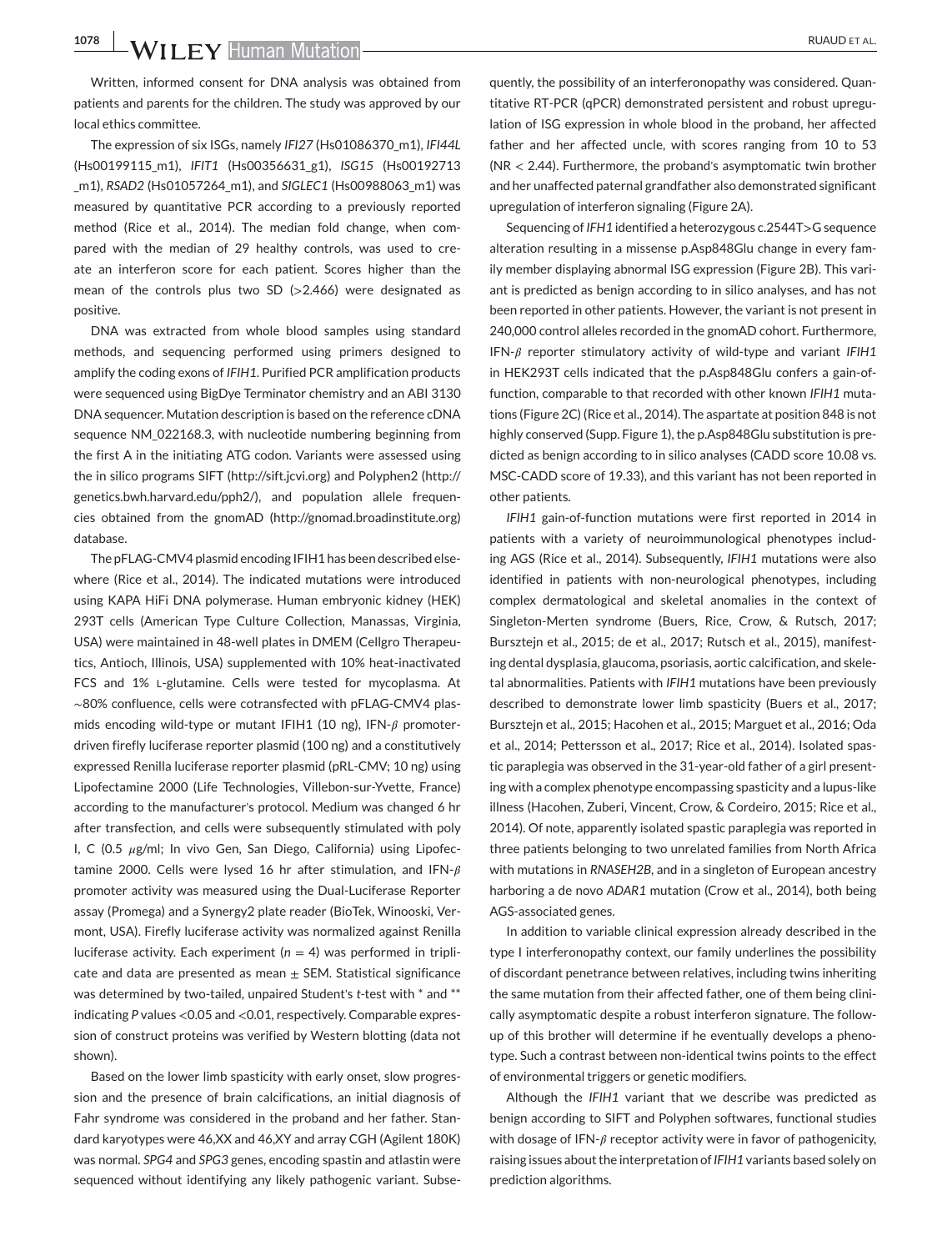Written, informed consent for DNA analysis was obtained from patients and parents for the children. The study was approved by our local ethics committee.

The expression of six ISGs, namely *IFI27* (Hs01086370_m1), *IFI44L* (Hs00199115_m1), *IFIT1* (Hs00356631_g1), *ISG15* (Hs00192713_m1), *RSAD2* (Hs01057264_m1), and *SIGLEC1* (Hs00988063_m1) was measured by quantitative PCR according to a previously reported method (Rice et al., 2014). The median fold change, when compared with the median of 29 healthy controls, was used to create an interferon score for each patient. Scores higher than the mean of the controls plus two SD (>2.466) were designated as positive.

DNA was extracted from whole blood samples using standard methods, and sequencing performed using primers designed to amplify the coding exons of *IFIH1*. Purified PCR amplification products were sequenced using BigDye Terminator chemistry and an ABI 3130 DNA sequencer. Mutation description is based on the reference cDNA sequence NM_022168.3, with nucleotide numbering beginning from the first A in the initiating ATG codon. Variants were assessed using the in silico programs SIFT (http://sift.jcvi.org) and Polyphen2 (http://genetics.bwh.harvard.edu/pph2/), and population allele frequencies obtained from the gnomAD (http://gnomad.broadinstitute.org) database.

The pFLAG-CMV4 plasmid encoding IFIH1 has been described elsewhere (Rice et al., 2014). The indicated mutations were introduced using KAPA HiFi DNA polymerase. Human embryonic kidney (HEK) 293T cells (American Type Culture Collection, Manassas, Virginia, USA) were maintained in 48-well plates in DMEM (Cellgro Therapeutics, Antioch, Illinois, USA) supplemented with 10% heat-inactivated FCS and 1% L-glutamine. Cells were tested for mycoplasma. At ~80% confluence, cells were cotransfected with pFLAG-CMV4 plasmids encoding wild-type or mutant IFIH1 (10 ng), IFN-$\beta$ promoter-driven firefly luciferase reporter plasmid (100 ng) and a constitutively expressed Renilla luciferase reporter plasmid (pRL-CMV; 10 ng) using Lipofectamine 2000 (Life Technologies, Villebon-sur-Yvette, France) according to the manufacturer's protocol. Medium was changed 6 hr after transfection, and cells were subsequently stimulated with poly I, C (0.5 $\mu$g/ml; In vivo Gen, San Diego, California) using Lipofectamine 2000. Cells were lysed 16 hr after stimulation, and IFN-$\beta$ promoter activity was measured using the Dual-Luciferase Reporter assay (Promega) and a Synergy2 plate reader (BioTek, Winooski, Vermont, USA). Firefly luciferase activity was normalized against Renilla luciferase activity. Each experiment ($n = 4$) was performed in triplicate and data are presented as mean ± SEM. Statistical significance was determined by two-tailed, unpaired Student's *t*-test with * and ** indicating *P* values <0.05 and <0.01, respectively. Comparable expression of construct proteins was verified by Western blotting (data not shown).

Based on the lower limb spasticity with early onset, slow progression and the presence of brain calcifications, an initial diagnosis of Fahr syndrome was considered in the proband and her father. Standard karyotypes were 46,XX and 46,XY and array CGH (Agilent 180K) was normal. *SPG4* and *SPG3* genes, encoding spastin and atlastin were sequenced without identifying any likely pathogenic variant. Subsequently, the possibility of an interferonopathy was considered. Quantitative RT-PCR (qPCR) demonstrated persistent and robust upregulation of ISG expression in whole blood in the proband, her affected father and her affected uncle, with scores ranging from 10 to 53 (NR < 2.44). Furthermore, the proband's asymptomatic twin brother and her unaffected paternal grandfather also demonstrated significant upregulation of interferon signaling (Figure 2A).

Sequencing of *IFH1* identified a heterozygous c.2544T>G sequence alteration resulting in a missense p.Asp848Glu change in every family member displaying abnormal ISG expression (Figure 2B). This variant is predicted as benign according to in silico analyses, and has not been reported in other patients. However, the variant is not present in 240,000 control alleles recorded in the gnomAD cohort. Furthermore, IFN-$\beta$ reporter stimulatory activity of wild-type and variant *IFIH1* in HEK293T cells indicated that the p.Asp848Glu confers a gain-of-function, comparable to that recorded with other known *IFIH1* mutations (Figure 2C) (Rice et al., 2014). The aspartate at position 848 is not highly conserved (Supp. Figure 1), the p.Asp848Glu substitution is predicted as benign according to in silico analyses (CADD score 10.08 vs. MSC-CADD score of 19.33), and this variant has not been reported in other patients.

*IFIH1* gain-of-function mutations were first reported in 2014 in patients with a variety of neuroimmunological phenotypes including AGS (Rice et al., 2014). Subsequently, *IFIH1* mutations were also identified in patients with non-neurological phenotypes, including complex dermatological and skeletal anomalies in the context of Singleton-Merten syndrome (Buers, Rice, Crow, & Rutsch, 2017; Bursztejn et al., 2015; de et al., 2017; Rutsch et al., 2015), manifesting dental dysplasia, glaucoma, psoriasis, aortic calcification, and skeletal abnormalities. Patients with *IFIH1* mutations have been previously described to demonstrate lower limb spasticity (Buers et al., 2017; Bursztejn et al., 2015; Hacohen et al., 2015; Marguet et al., 2016; Oda et al., 2014; Pettersson et al., 2017; Rice et al., 2014). Isolated spastic paraplegia was observed in the 31-year-old father of a girl presenting with a complex phenotype encompassing spasticity and a lupus-like illness (Hacohen, Zuberi, Vincent, Crow, & Cordeiro, 2015; Rice et al., 2014). Of note, apparently isolated spastic paraplegia was reported in three patients belonging to two unrelated families from North Africa with mutations in *RNASEH2B*, and in a singleton of European ancestry harboring a de novo *ADAR1* mutation (Crow et al., 2014), both being AGS-associated genes.

In addition to variable clinical expression already described in the type I interferonopathy context, our family underlines the possibility of discordant penetrance between relatives, including twins inheriting the same mutation from their affected father, one of them being clinically asymptomatic despite a robust interferon signature. The follow-up of this brother will determine if he eventually develops a phenotype. Such a contrast between non-identical twins points to the effect of environmental triggers or genetic modifiers.

Although the *IFIH1* variant that we describe was predicted as benign according to SIFT and Polyphen softwares, functional studies with dosage of IFN-$\beta$ receptor activity were in favor of pathogenicity, raising issues about the interpretation of *IFIH1* variants based solely on prediction algorithms.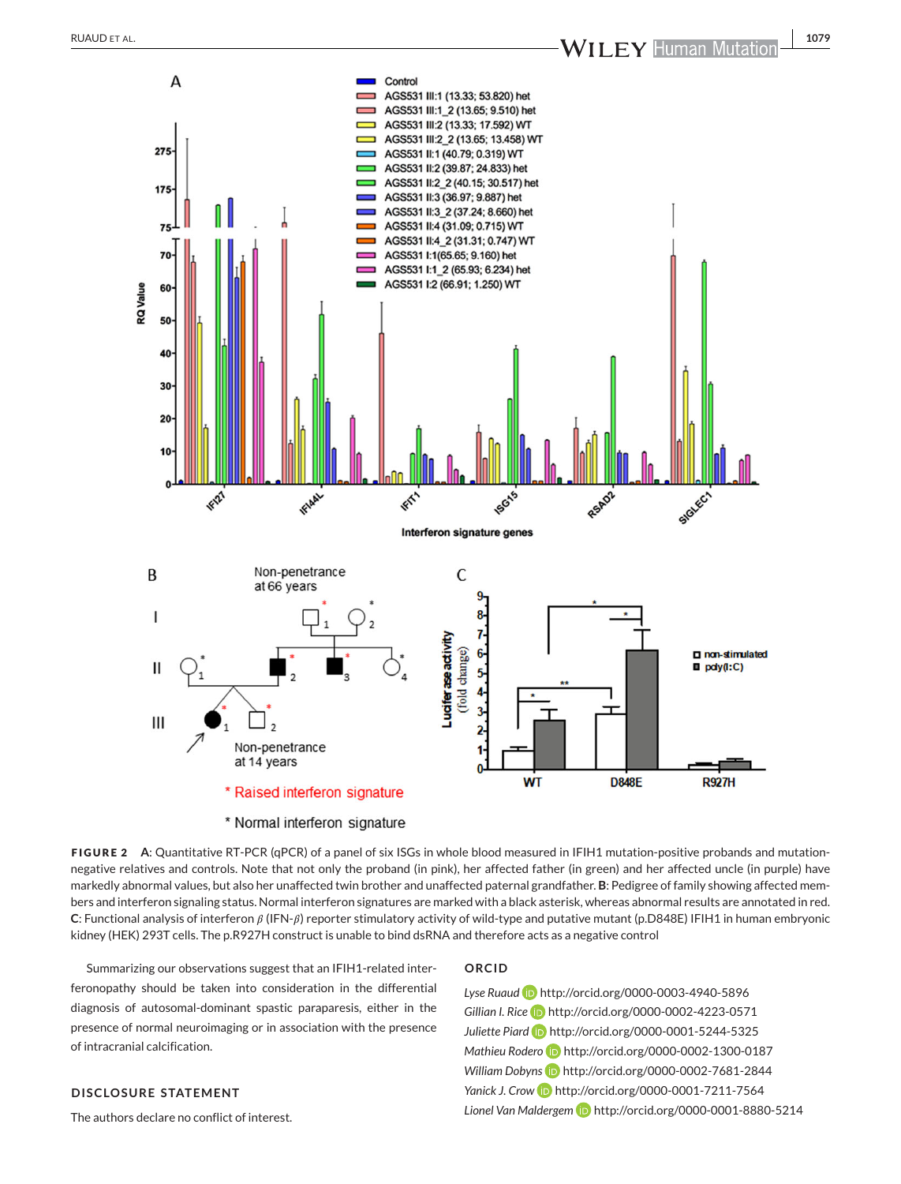**FIGURE 2** **A**: Quantitative RT-PCR (qPCR) of a panel of six ISGs in whole blood measured in IFIH1 mutation-positive probands and mutation-negative relatives and controls. Note that not only the proband (in pink), her affected father (in green) and her affected uncle (in purple) have markedly abnormal values, but also her unaffected twin brother and unaffected paternal grandfather. **B**: Pedigree of family showing affected members and interferon signaling status. Normal interferon signatures are marked with a black asterisk, whereas abnormal results are annotated in red. **C**: Functional analysis of interferon $\beta$ (IFN-$\beta$) reporter stimulatory activity of wild-type and putative mutant (p.D848E) IFIH1 in human embryonic kidney (HEK) 293T cells. The p.R927H construct is unable to bind dsRNA and therefore acts as a negative control

Summarizing our observations suggest that an IFIH1-related interferonopathy should be taken into consideration in the differential diagnosis of autosomal-dominant spastic paraparesis, either in the presence of normal neuroimaging or in association with the presence of intracranial calcification.

## DISCLOSURE STATEMENT

The authors declare no conflict of interest.

## ORCID

*Lyse Ruaud* http://orcid.org/0000-0003-4940-5896

*Gillian I. Rice* http://orcid.org/0000-0002-4223-0571

*Juliette Piard* http://orcid.org/0000-0001-5244-5325

*Mathieu Rodero* http://orcid.org/0000-0002-1300-0187

*William Dobyns* http://orcid.org/0000-0002-7681-2844

*Yanick J. Crow* http://orcid.org/0000-0001-7211-7564

*Lionel Van Maldergem* http://orcid.org/0000-0001-8880-5214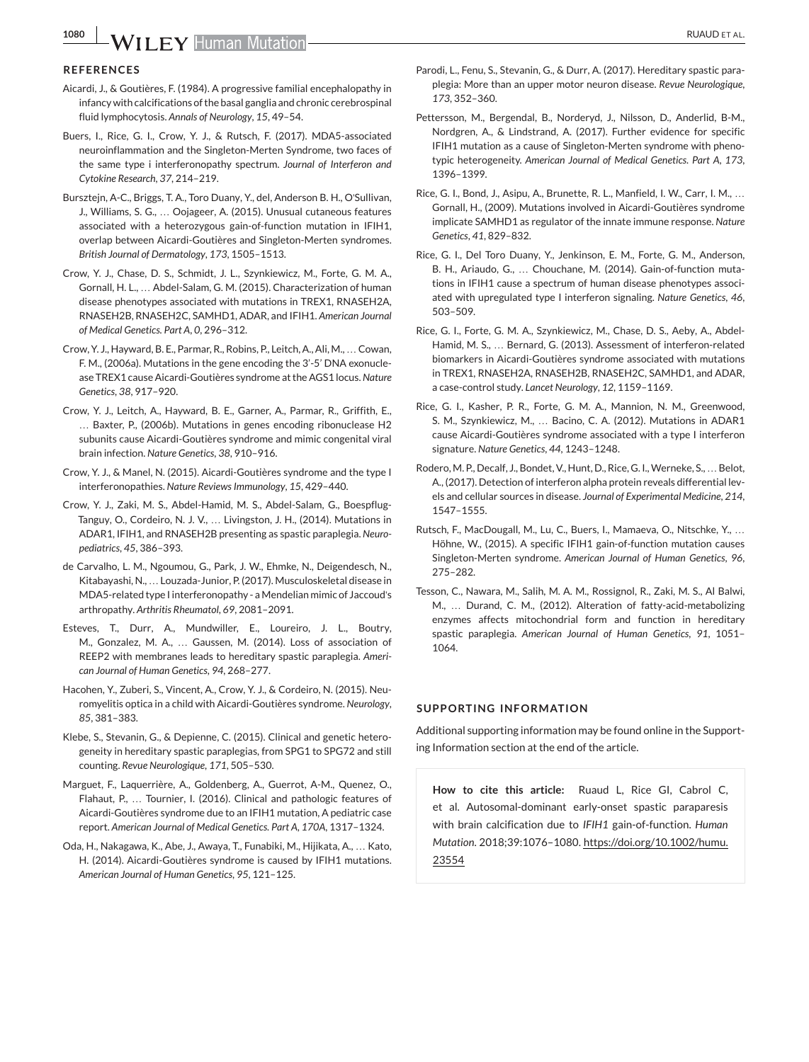## REFERENCES

Aicardi, J., & Goutières, F. (1984). A progressive familial encephalopathy in infancy with calcifications of the basal ganglia and chronic cerebrospinal fluid lymphocytosis. *Annals of Neurology*, *15*, 49–54.

Buers, I., Rice, G. I., Crow, Y. J., & Rutsch, F. (2017). MDA5-associated neuroinflammation and the Singleton-Merten Syndrome, two faces of the same type i interferonopathy spectrum. *Journal of Interferon and Cytokine Research*, *37*, 214–219.

Bursztejn, A-C., Briggs, T. A., Toro Duany, Y., del, Anderson B. H., O'Sullivan, J., Williams, S. G., … Oojageer, A. (2015). Unusual cutaneous features associated with a heterozygous gain-of-function mutation in IFIH1, overlap between Aicardi-Goutières and Singleton-Merten syndromes. *British Journal of Dermatology*, *173*, 1505–1513.

Crow, Y. J., Chase, D. S., Schmidt, J. L., Szynkiewicz, M., Forte, G. M. A., Gornall, H. L., … Abdel-Salam, G. M. (2015). Characterization of human disease phenotypes associated with mutations in TREX1, RNASEH2A, RNASEH2B, RNASEH2C, SAMHD1, ADAR, and IFIH1. *American Journal of Medical Genetics. Part A*, *0*, 296–312.

Crow, Y. J., Hayward, B. E., Parmar, R., Robins, P., Leitch, A., Ali, M., … Cowan, F. M., (2006a). Mutations in the gene encoding the 3'-5' DNA exonuclease TREX1 cause Aicardi-Goutières syndrome at the AGS1 locus. *Nature Genetics*, *38*, 917–920.

Crow, Y. J., Leitch, A., Hayward, B. E., Garner, A., Parmar, R., Griffith, E., … Baxter, P., (2006b). Mutations in genes encoding ribonuclease H2 subunits cause Aicardi-Goutières syndrome and mimic congenital viral brain infection. *Nature Genetics*, *38*, 910–916.

Crow, Y. J., & Manel, N. (2015). Aicardi-Goutières syndrome and the type I interferonopathies. *Nature Reviews Immunology*, *15*, 429–440.

Crow, Y. J., Zaki, M. S., Abdel-Hamid, M. S., Abdel-Salam, G., Boespflug-Tanguy, O., Cordeiro, N. J. V., … Livingston, J. H., (2014). Mutations in ADAR1, IFIH1, and RNASEH2B presenting as spastic paraplegia. *Neuropediatrics*, *45*, 386–393.

de Carvalho, L. M., Ngoumou, G., Park, J. W., Ehmke, N., Deigendesch, N., Kitabayashi, N., … Louzada-Junior, P. (2017). Musculoskeletal disease in MDA5-related type I interferonopathy - a Mendelian mimic of Jaccoud's arthropathy. *Arthritis Rheumatol*, *69*, 2081–2091.

Esteves, T., Durr, A., Mundwiller, E., Loureiro, J. L., Boutry, M., Gonzalez, M. A., … Gaussen, M. (2014). Loss of association of REEP2 with membranes leads to hereditary spastic paraplegia. *American Journal of Human Genetics*, *94*, 268–277.

Hacohen, Y., Zuberi, S., Vincent, A., Crow, Y. J., & Cordeiro, N. (2015). Neuromyelitis optica in a child with Aicardi-Goutières syndrome. *Neurology*, *85*, 381–383.

Klebe, S., Stevanin, G., & Depienne, C. (2015). Clinical and genetic heterogeneity in hereditary spastic paraplegias, from SPG1 to SPG72 and still counting. *Revue Neurologique*, *171*, 505–530.

Marguet, F., Laquerrière, A., Goldenberg, A., Guerrot, A-M., Quenez, O., Flahaut, P., … Tournier, I. (2016). Clinical and pathologic features of Aicardi-Goutières syndrome due to an IFIH1 mutation, A pediatric case report. *American Journal of Medical Genetics. Part A*, *170A*, 1317–1324.

Oda, H., Nakagawa, K., Abe, J., Awaya, T., Funabiki, M., Hijikata, A., … Kato, H. (2014). Aicardi-Goutières syndrome is caused by IFIH1 mutations. *American Journal of Human Genetics*, *95*, 121–125.

Parodi, L., Fenu, S., Stevanin, G., & Durr, A. (2017). Hereditary spastic paraplegia: More than an upper motor neuron disease. *Revue Neurologique*, *173*, 352–360.

Pettersson, M., Bergendal, B., Norderyd, J., Nilsson, D., Anderlid, B-M., Nordgren, A., & Lindstrand, A. (2017). Further evidence for specific IFIH1 mutation as a cause of Singleton-Merten syndrome with phenotypic heterogeneity. *American Journal of Medical Genetics. Part A*, *173*, 1396–1399.

Rice, G. I., Bond, J., Asipu, A., Brunette, R. L., Manfield, I. W., Carr, I. M., … Gornall, H., (2009). Mutations involved in Aicardi-Goutières syndrome implicate SAMHD1 as regulator of the innate immune response. *Nature Genetics*, *41*, 829–832.

Rice, G. I., Del Toro Duany, Y., Jenkinson, E. M., Forte, G. M., Anderson, B. H., Ariaudo, G., … Chouchane, M. (2014). Gain-of-function mutations in IFIH1 cause a spectrum of human disease phenotypes associated with upregulated type I interferon signaling. *Nature Genetics*, *46*, 503–509.

Rice, G. I., Forte, G. M. A., Szynkiewicz, M., Chase, D. S., Aeby, A., Abdel-Hamid, M. S., … Bernard, G. (2013). Assessment of interferon-related biomarkers in Aicardi-Goutières syndrome associated with mutations in TREX1, RNASEH2A, RNASEH2B, RNASEH2C, SAMHD1, and ADAR, a case-control study. *Lancet Neurology*, *12*, 1159–1169.

Rice, G. I., Kasher, P. R., Forte, G. M. A., Mannion, N. M., Greenwood, S. M., Szynkiewicz, M., … Bacino, C. A. (2012). Mutations in ADAR1 cause Aicardi-Goutières syndrome associated with a type I interferon signature. *Nature Genetics*, *44*, 1243–1248.

Rodero, M. P., Decalf, J., Bondet, V., Hunt, D., Rice, G. I., Werneke, S., … Belot, A., (2017). Detection of interferon alpha protein reveals differential levels and cellular sources in disease. *Journal of Experimental Medicine*, *214*, 1547–1555.

Rutsch, F., MacDougall, M., Lu, C., Buers, I., Mamaeva, O., Nitschke, Y., … Höhne, W., (2015). A specific IFIH1 gain-of-function mutation causes Singleton-Merten syndrome. *American Journal of Human Genetics*, *96*, 275–282.

Tesson, C., Nawara, M., Salih, M. A. M., Rossignol, R., Zaki, M. S., Al Balwi, M., … Durand, C. M., (2012). Alteration of fatty-acid-metabolizing enzymes affects mitochondrial form and function in hereditary spastic paraplegia. *American Journal of Human Genetics*, *91*, 1051–1064.

## SUPPORTING INFORMATION

Additional supporting information may be found online in the Supporting Information section at the end of the article.

**How to cite this article:** Ruaud L, Rice GI, Cabrol C, et al. Autosomal-dominant early-onset spastic paraparesis with brain calcification due to *IFIH1* gain-of-function. *Human Mutation*. 2018;39:1076–1080. https://doi.org/10.1002/humu.23554